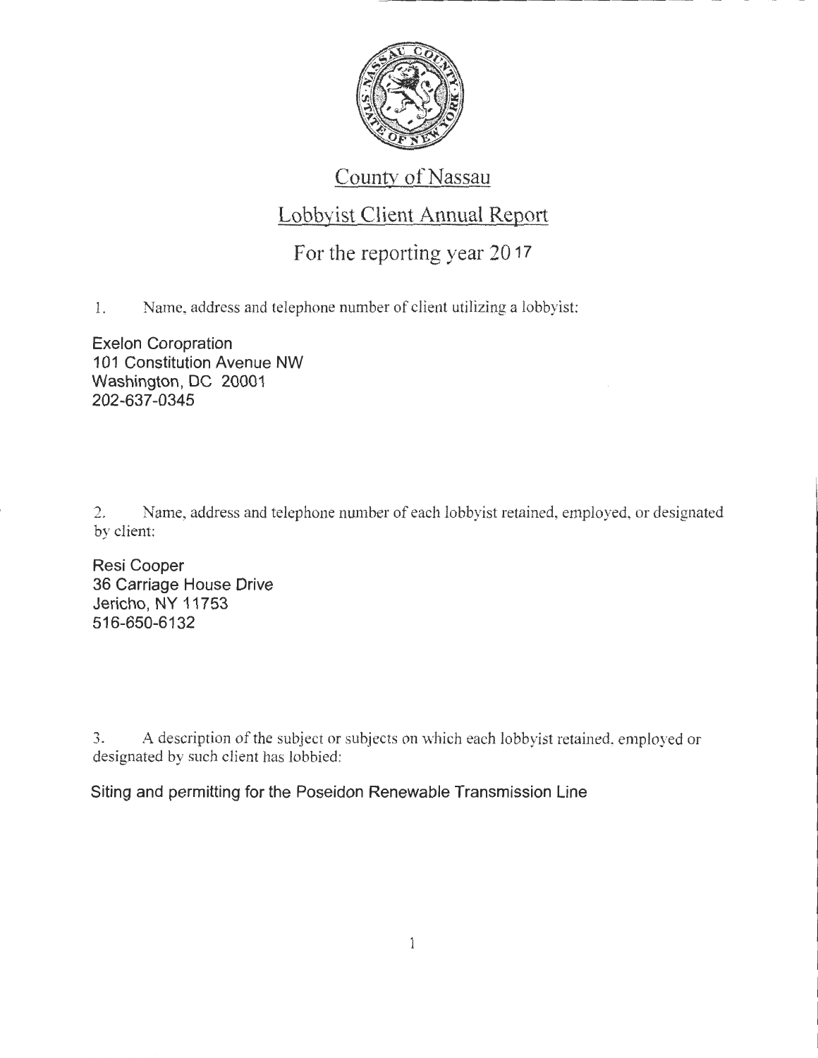# County of Nassau

## Lobbyist Client Annual Report

## For the reporting year 2017

1. Name, address and telephone number of client utilizing a lobbyist:

Exelon Coropration
101 Constitution Avenue NW
Washington, DC 20001
202-637-0345

2. Name, address and telephone number of each lobbyist retained, employed, or designated by client:

Resi Cooper
36 Carriage House Drive
Jericho, NY 11753
516-650-6132

3. A description of the subject or subjects on which each lobbyist retained, employed or designated by such client has lobbied:

Siting and permitting for the Poseidon Renewable Transmission Line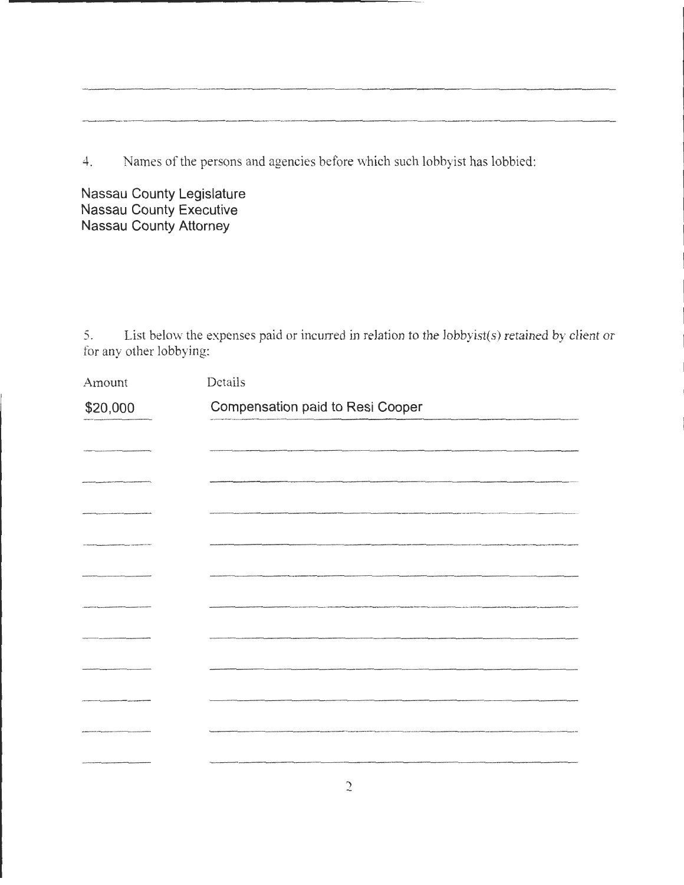4. Names of the persons and agencies before which such lobbyist has lobbied:

Nassau County Legislature
Nassau County Executive
Nassau County Attorney

5. List below the expenses paid or incurred in relation to the lobbyist(s) retained by client or for any other lobbying:

| Amount | Details |
| --- | --- |
| $20,000 | Compensation paid to Resi Cooper |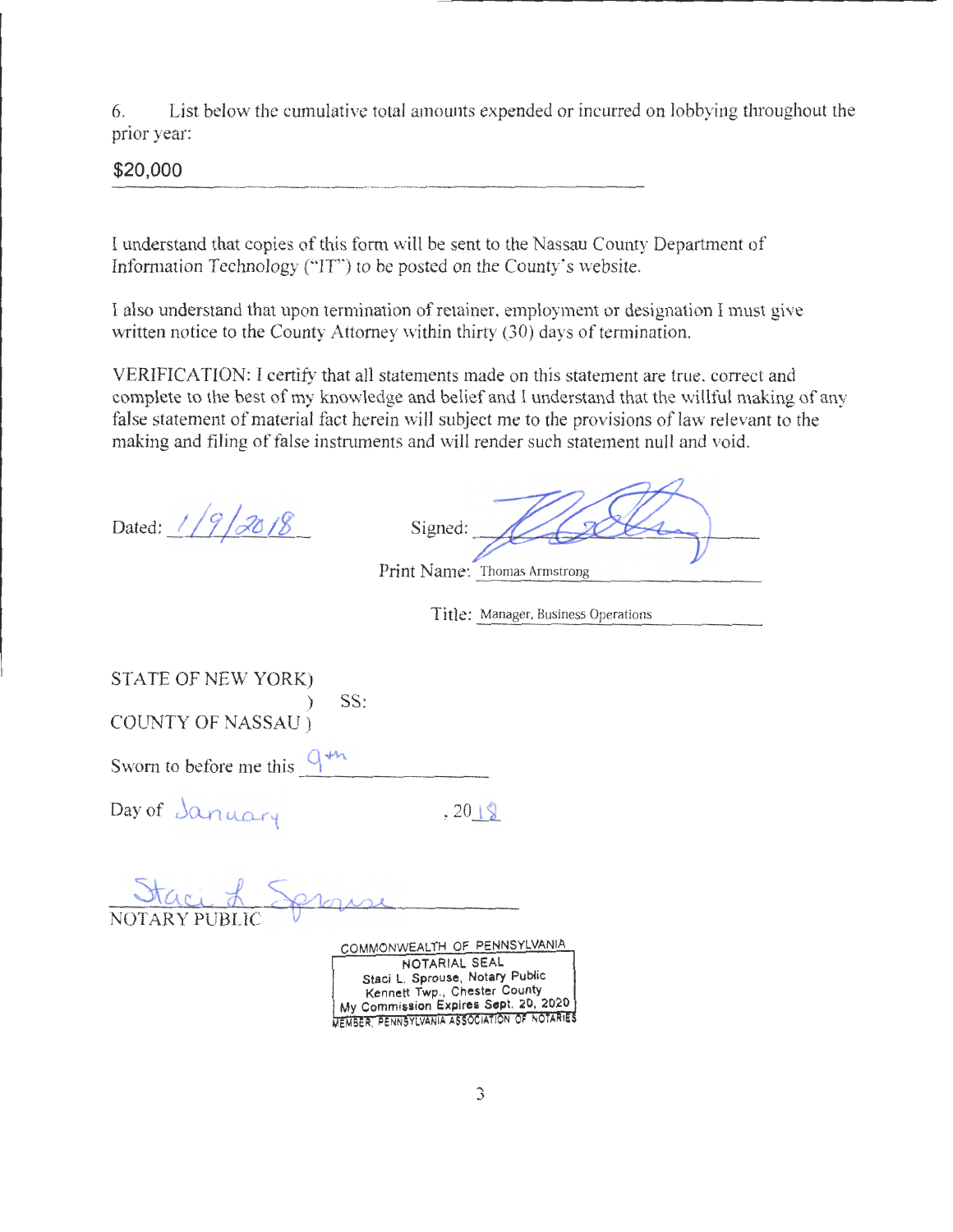6. List below the cumulative total amounts expended or incurred on lobbying throughout the prior year:

$20,000

I understand that copies of this form will be sent to the Nassau County Department of Information Technology ("IT") to be posted on the County's website.

I also understand that upon termination of retainer, employment or designation I must give written notice to the County Attorney within thirty (30) days of termination.

VERIFICATION: I certify that all statements made on this statement are true, correct and complete to the best of my knowledge and belief and I understand that the willful making of any false statement of material fact herein will subject me to the provisions of law relevant to the making and filing of false instruments and will render such statement null and void.

Dated: 1/9/2018

Signed: ____________________

Print Name: Thomas Armstrong

Title: Manager, Business Operations

STATE OF NEW YORK)
) SS:
COUNTY OF NASSAU )

Sworn to before me this 9th

Day of January, 2018

Staci L. Sprouse
NOTARY PUBLIC

COMMONWEALTH OF PENNSYLVANIA
NOTARIAL SEAL
Staci L. Sprouse, Notary Public
Kennett Twp., Chester County
My Commission Expires Sept. 20, 2020
MEMBER, PENNSYLVANIA ASSOCIATION OF NOTARIES